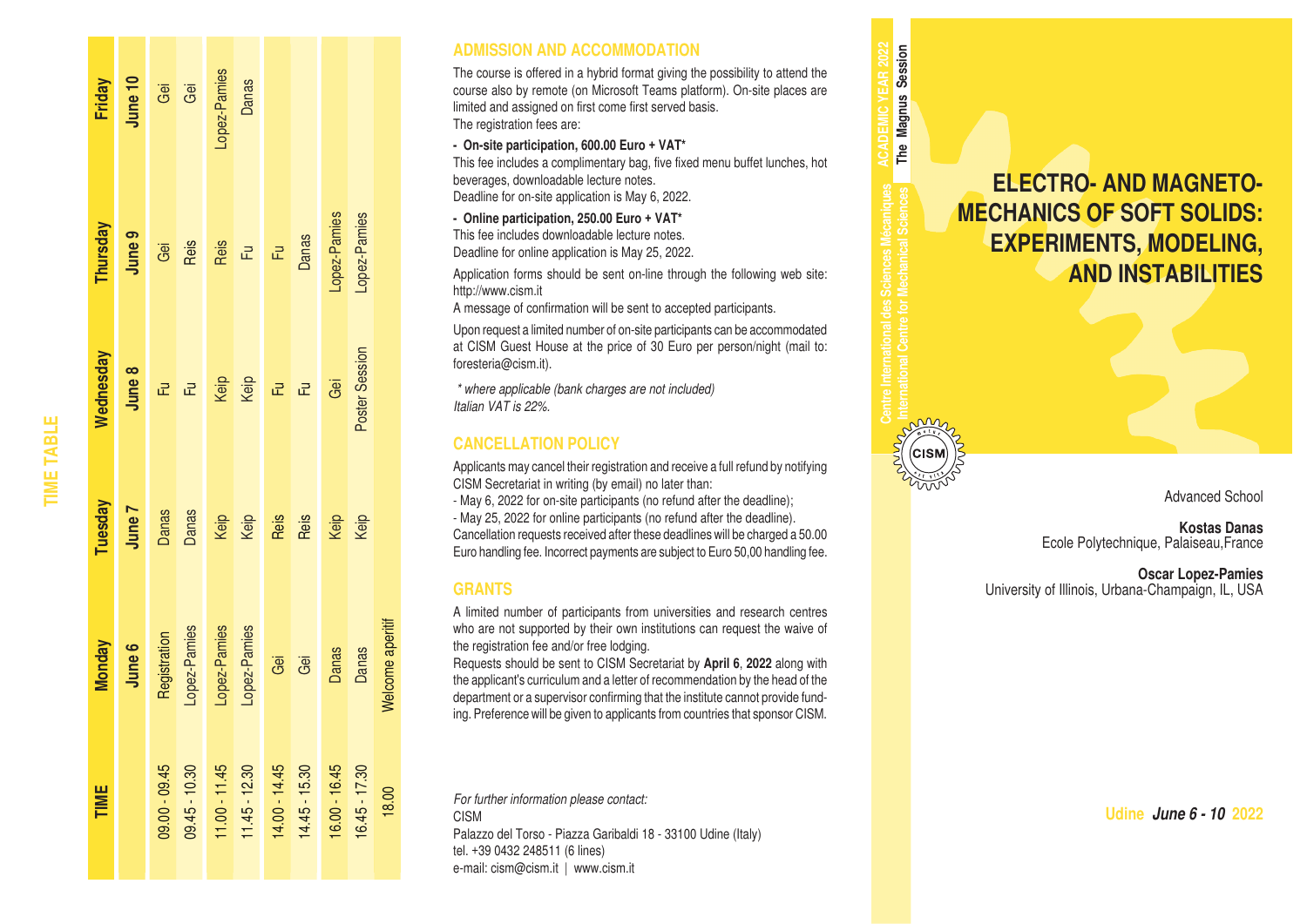# ELECTRO- AND MAGNETO-MECHANICS OF SOFT SOLIDS: EXPERIMENTS, MODELING, AND INSTABILITIES

Centre International des Sciences Mécaniques
International Centre for Mechanical Sciences

ACADEMIC YEAR 2022
The Magnus Session

Advanced School

**Kostas Danas**
Ecole Polytechnique, Palaiseau,France

**Oscar Lopez-Pamies**
University of Illinois, Urbana-Champaign, IL, USA

Udine ***June 6 - 10*** 2022

## TIME TABLE

| TIME | Monday June 6 | Tuesday June 7 | Wednesday June 8 | Thursday June 9 | Friday June 10 |
|---|---|---|---|---|---|
| 09.00 - 09.45 | Registration | Danas | Fu | Gei | Gei |
| 09.45 - 10.30 | Lopez-Pamies | Danas | Fu | Reis | Gei |
| 11.00 - 11.45 | Lopez-Pamies | Keip | Keip | Reis | Lopez-Pamies |
| 11.45 - 12.30 | Lopez-Pamies | Keip | Keip | Fu | Danas |
| 14.00 - 14.45 | Gei | Reis | Fu | Fu | |
| 14.45 - 15.30 | Gei | Reis | Fu | Danas | |
| 16.00 - 16.45 | Danas | Keip | Gei | Lopez-Pamies | |
| 16.45 - 17.30 | Danas | Keip | Poster Session | Lopez-Pamies | |
| 18.00 | Welcome aperitif | | | | |

## ADMISSION AND ACCOMMODATION

The course is offered in a hybrid format giving the possibility to attend the course also by remote (on Microsoft Teams platform). On-site places are limited and assigned on first come first served basis.
The registration fees are:

- **On-site participation, 600.00 Euro + VAT***
This fee includes a complimentary bag, five fixed menu buffet lunches, hot beverages, downloadable lecture notes.
Deadline for on-site application is May 6, 2022.

- **Online participation, 250.00 Euro + VAT***
This fee includes downloadable lecture notes.
Deadline for online application is May 25, 2022.

Application forms should be sent on-line through the following web site: http://www.cism.it
A message of confirmation will be sent to accepted participants.

Upon request a limited number of on-site participants can be accommodated at CISM Guest House at the price of 30 Euro per person/night (mail to: foresteria@cism.it).

*\* where applicable (bank charges are not included)*
*Italian VAT is 22%.*

## CANCELLATION POLICY

Applicants may cancel their registration and receive a full refund by notifying CISM Secretariat in writing (by email) no later than:
- May 6, 2022 for on-site participants (no refund after the deadline);
- May 25, 2022 for online participants (no refund after the deadline).
Cancellation requests received after these deadlines will be charged a 50.00 Euro handling fee. Incorrect payments are subject to Euro 50,00 handling fee.

## GRANTS

A limited number of participants from universities and research centres who are not supported by their own institutions can request the waive of the registration fee and/or free lodging.
Requests should be sent to CISM Secretariat by **April 6, 2022** along with the applicant's curriculum and a letter of recommendation by the head of the department or a supervisor confirming that the institute cannot provide funding. Preference will be given to applicants from countries that sponsor CISM.

*For further information please contact:*
CISM
Palazzo del Torso - Piazza Garibaldi 18 - 33100 Udine (Italy)
tel. +39 0432 248511 (6 lines)
e-mail: cism@cism.it | www.cism.it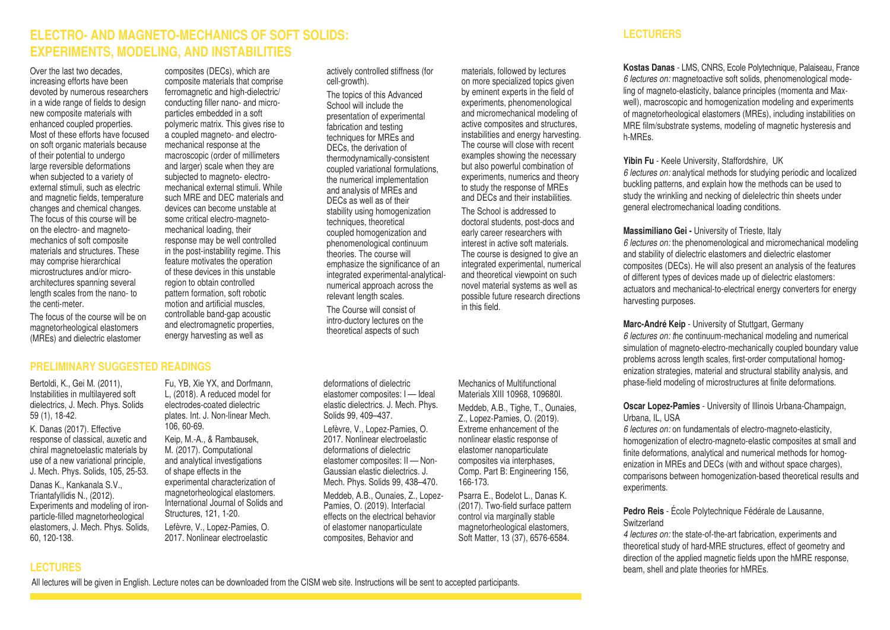## ELECTRO- AND MAGNETO-MECHANICS OF SOFT SOLIDS: EXPERIMENTS, MODELING, AND INSTABILITIES

Over the last two decades, increasing efforts have been devoted by numerous researchers in a wide range of fields to design new composite materials with enhanced coupled properties. Most of these efforts have focused on soft organic materials because of their potential to undergo large reversible deformations when subjected to a variety of external stimuli, such as electric and magnetic fields, temperature changes and chemical changes. The focus of this course will be on the electro- and magneto-mechanics of soft composite materials and structures. These may comprise hierarchical microstructures and/or micro-architectures spanning several length scales from the nano- to the centi-meter.

The focus of the course will be on magnetorheological elastomers (MREs) and dielectric elastomer composites (DECs), which are composite materials that comprise ferromagnetic and high-dielectric/conducting filler nano- and micro-particles embedded in a soft polymeric matrix. This gives rise to a coupled magneto- and electro-mechanical response at the macroscopic (order of millimeters and larger) scale when they are subjected to magneto- electro-mechanical external stimuli. While such MRE and DEC materials and devices can become unstable at some critical electro-magneto-mechanical loading, their response may be well controlled in the post-instability regime. This feature motivates the operation of these devices in this unstable region to obtain controlled pattern formation, soft robotic motion and artificial muscles, controllable band-gap acoustic and electromagnetic properties, energy harvesting as well as actively controlled stiffness (for cell-growth).

The topics of this Advanced School will include the presentation of experimental fabrication and testing techniques for MREs and DECs, the derivation of thermodynamically-consistent coupled variational formulations, the numerical implementation and analysis of MREs and DECs as well as of their stability using homogenization techniques, theoretical coupled homogenization and phenomenological continuum theories. The course will emphasize the significance of an integrated experimental-analytical-numerical approach across the relevant length scales.

The Course will consist of intro-ductory lectures on the theoretical aspects of such materials, followed by lectures on more specialized topics given by eminent experts in the field of experiments, phenomenological and micromechanical modeling of active composites and structures, instabilities and energy harvesting. The course will close with recent examples showing the necessary but also powerful combination of experiments, numerics and theory to study the response of MREs and DECs and their instabilities.

The School is addressed to doctoral students, post-docs and early career researchers with interest in active soft materials. The course is designed to give an integrated experimental, numerical and theoretical viewpoint on such novel material systems as well as possible future research directions in this field.

## PRELIMINARY SUGGESTED READINGS

Bertoldi, K., Gei M. (2011), Instabilities in multilayered soft dielectrics, J. Mech. Phys. Solids 59 (1), 18-42.

K. Danas (2017). Effective response of classical, auxetic and chiral magnetoelastic materials by use of a new variational principle, J. Mech. Phys. Solids, 105, 25-53.

Danas K., Kankanala S.V., Triantafyllidis N., (2012). Experiments and modeling of iron-particle-filled magnetorheological elastomers, J. Mech. Phys. Solids, 60, 120-138.

Fu, YB, Xie YX, and Dorfmann, L, (2018). A reduced model for electrodes-coated dielectric plates. Int. J. Non-linear Mech. 106, 60-69.

Keip, M.-A., & Rambausek, M. (2017). Computational and analytical investigations of shape effects in the experimental characterization of magnetorheological elastomers. International Journal of Solids and Structures, 121, 1-20.

Lefèvre, V., Lopez-Pamies, O. 2017. Nonlinear electroelastic deformations of dielectric elastomer composites: I — Ideal elastic dielectrics. J. Mech. Phys. Solids 99, 409–437.

Lefèvre, V., Lopez-Pamies, O. 2017. Nonlinear electroelastic deformations of dielectric elastomer composites: II — Non-Gaussian elastic dielectrics. J. Mech. Phys. Solids 99, 438–470.

Meddeb, A.B., Ounaies, Z., Lopez-Pamies, O. (2019). Interfacial effects on the electrical behavior of elastomer nanoparticulate composites, Behavior and Mechanics of Multifunctional Materials XIII 10968, 109680I.

Meddeb, A.B., Tighe, T., Ounaies, Z., Lopez-Pamies, O. (2019). Extreme enhancement of the nonlinear elastic response of elastomer nanoparticulate composites via interphases, Comp. Part B: Engineering 156, 166-173.

Psarra E., Bodelot L., Danas K. (2017). Two-field surface pattern control via marginally stable magnetorheological elastomers, Soft Matter, 13 (37), 6576-6584.

## LECTURES

All lectures will be given in English. Lecture notes can be downloaded from the CISM web site. Instructions will be sent to accepted participants.

## LECTURERS

**Kostas Danas** - LMS, CNRS, Ecole Polytechnique, Palaiseau, France
*6 lectures on:* magnetoactive soft solids, phenomenological modeling of magneto-elasticity, balance principles (momenta and Maxwell), macroscopic and homogenization modeling and experiments of magnetorheological elastomers (MREs), including instabilities on MRE film/substrate systems, modeling of magnetic hysteresis and h-MREs.

**Yibin Fu** - Keele University, Staffordshire, UK
*6 lectures on:* analytical methods for studying periodic and localized buckling patterns, and explain how the methods can be used to study the wrinkling and necking of dielelectric thin sheets under general electromechanical loading conditions.

**Massimiliano Gei -** University of Trieste, Italy
*6 lectures on:* the phenomenological and micromechanical modeling and stability of dielectric elastomers and dielectric elastomer composites (DECs). He will also present an analysis of the features of different types of devices made up of dielectric elastomers: actuators and mechanical-to-electrical energy converters for energy harvesting purposes.

**Marc-André Keip** - University of Stuttgart, Germany
*6 lectures on: t*he continuum-mechanical modeling and numerical simulation of magneto-electro-mechanically coupled boundary value problems across length scales, first-order computational homogenization strategies, material and structural stability analysis, and phase-field modeling of microstructures at finite deformations.

**Oscar Lopez-Pamies** - University of Illinois Urbana-Champaign, Urbana, IL, USA
*6 lectures on:* on fundamentals of electro-magneto-elasticity, homogenization of electro-magneto-elastic composites at small and finite deformations, analytical and numerical methods for homogenization in MREs and DECs (with and without space charges), comparisons between homogenization-based theoretical results and experiments.

**Pedro Reis** - École Polytechnique Fédérale de Lausanne, Switzerland
*4 lectures on:* the state-of-the-art fabrication, experiments and theoretical study of hard-MRE structures, effect of geometry and direction of the applied magnetic fields upon the hMRE response, beam, shell and plate theories for hMREs.